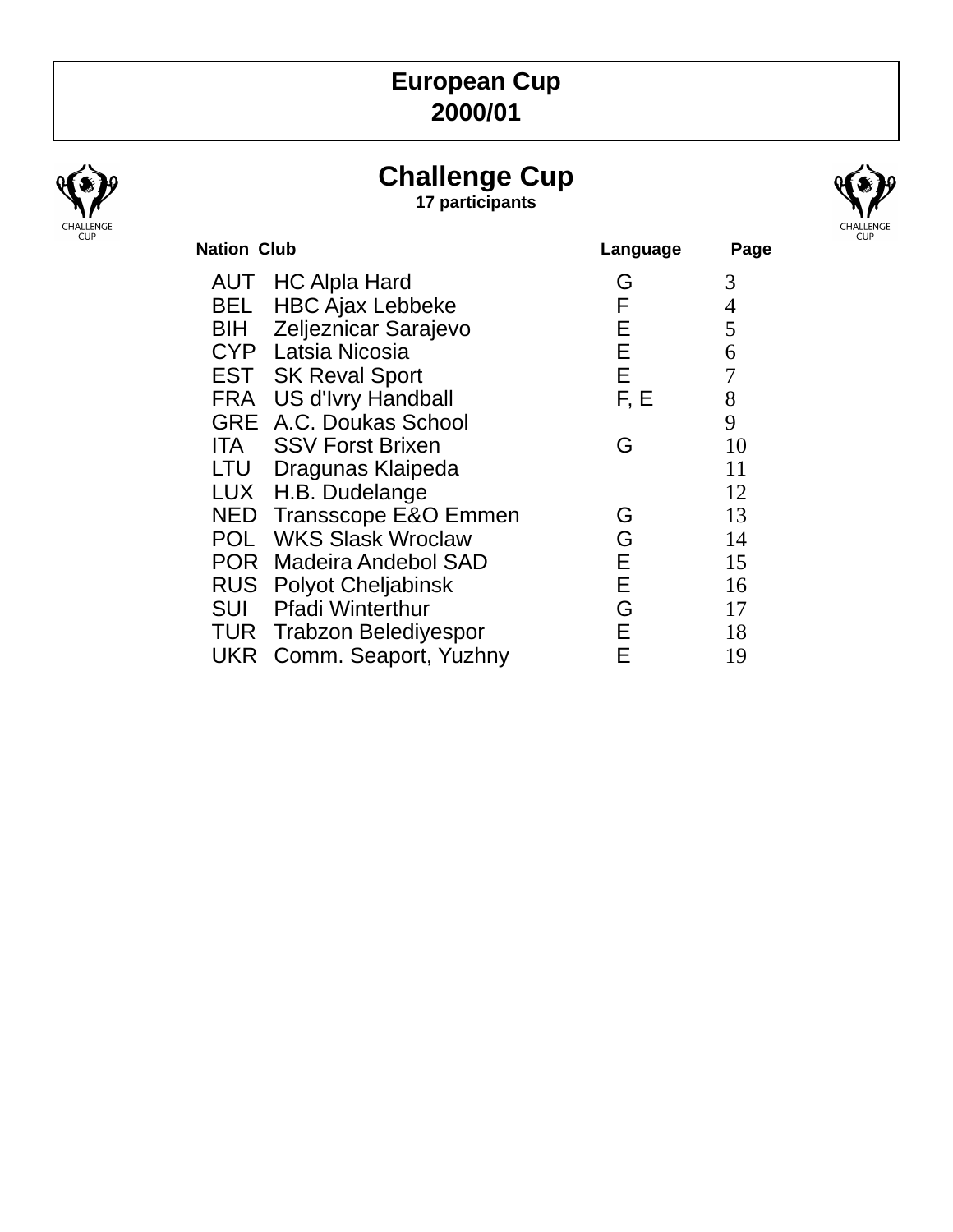# European Cup
# 2000/01

## Challenge Cup

**17 participants**

| Nation | Club | Language | Page |
|---|---|---|---|
| AUT | HC Alpla Hard | G | 3 |
| BEL | HBC Ajax Lebbeke | F | 4 |
| BIH | Zeljeznicar Sarajevo | E | 5 |
| CYP | Latsia Nicosia | E | 6 |
| EST | SK Reval Sport | E | 7 |
| FRA | US d'Ivry Handball | F, E | 8 |
| GRE | A.C. Doukas School | | 9 |
| ITA | SSV Forst Brixen | G | 10 |
| LTU | Dragunas Klaipeda | | 11 |
| LUX | H.B. Dudelange | | 12 |
| NED | Transscope E&O Emmen | G | 13 |
| POL | WKS Slask Wroclaw | G | 14 |
| POR | Madeira Andebol SAD | E | 15 |
| RUS | Polyot Cheljabinsk | E | 16 |
| SUI | Pfadi Winterthur | G | 17 |
| TUR | Trabzon Belediyespor | E | 18 |
| UKR | Comm. Seaport, Yuzhny | E | 19 |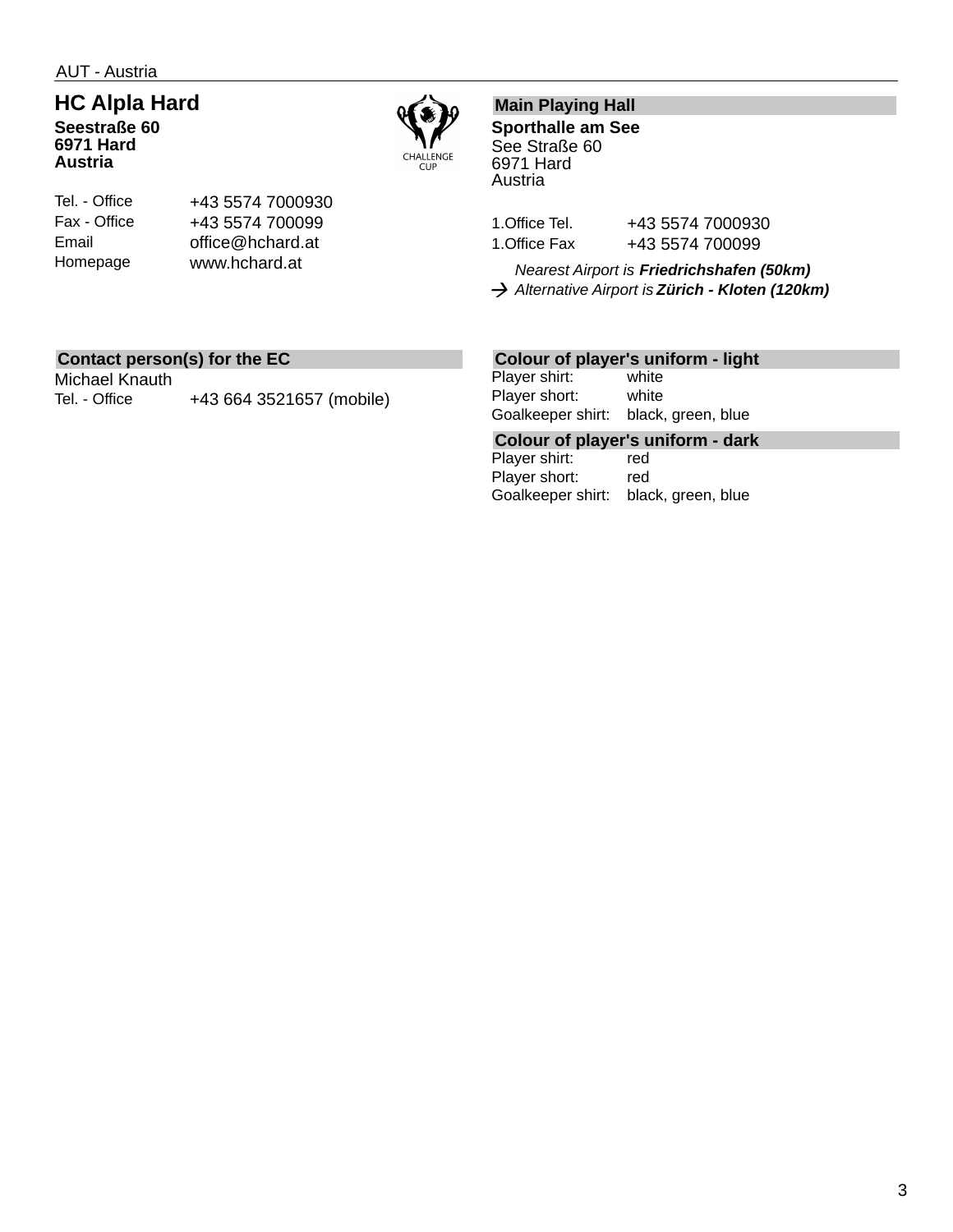AUT - Austria

## HC Alpla Hard

**Seestraße 60**
**6971 Hard**
**Austria**

| | |
|---|---|
| Tel. - Office | +43 5574 7000930 |
| Fax - Office | +43 5574 700099 |
| Email | office@hchard.at |
| Homepage | www.hchard.at |

### Main Playing Hall

**Sporthalle am See**
See Straße 60
6971 Hard
Austria

| | |
|---|---|
| 1.Office Tel. | +43 5574 7000930 |
| 1.Office Fax | +43 5574 700099 |

*Nearest Airport is* ***Friedrichshafen (50km)***
→ *Alternative Airport is* ***Zürich - Kloten (120km)***

### Contact person(s) for the EC

Michael Knauth

| | |
|---|---|
| Tel. - Office | +43 664 3521657 (mobile) |

### Colour of player's uniform - light

| | |
|---|---|
| Player shirt: | white |
| Player short: | white |
| Goalkeeper shirt: | black, green, blue |

### Colour of player's uniform - dark

| | |
|---|---|
| Player shirt: | red |
| Player short: | red |
| Goalkeeper shirt: | black, green, blue |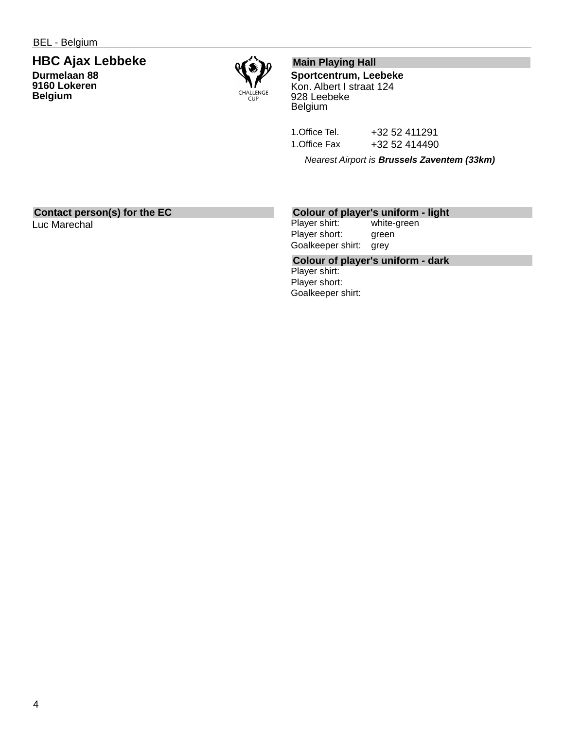BEL - Belgium

## HBC Ajax Lebbeke

**Durmelaan 88**
**9160 Lokeren**
**Belgium**

CHALLENGE CUP

### Main Playing Hall

**Sportcentrum, Leebeke**
Kon. Albert I straat 124
928 Leebeke
Belgium

| | |
|---|---|
| 1.Office Tel. | +32 52 411291 |
| 1.Office Fax | +32 52 414490 |

*Nearest Airport is **Brussels Zaventem (33km)***

### Contact person(s) for the EC

Luc Marechal

### Colour of player's uniform - light

| | |
|---|---|
| Player shirt: | white-green |
| Player short: | green |
| Goalkeeper shirt: | grey |

### Colour of player's uniform - dark

Player shirt:
Player short:
Goalkeeper shirt: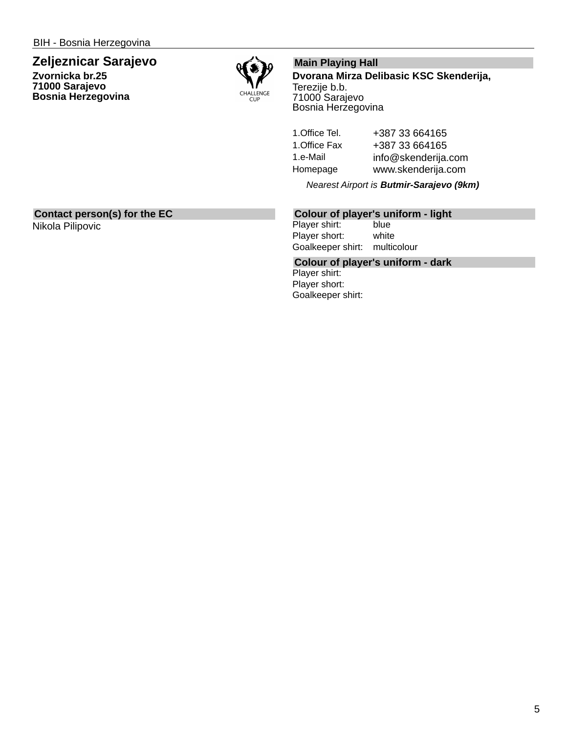BIH - Bosnia Herzegovina

## Zeljeznicar Sarajevo

**Zvornicka br.25**
**71000 Sarajevo**
**Bosnia Herzegovina**

### Main Playing Hall

**Dvorana Mirza Delibasic KSC Skenderija,**
Terezije b.b.
71000 Sarajevo
Bosnia Herzegovina

| | |
|---|---|
| 1.Office Tel. | +387 33 664165 |
| 1.Office Fax | +387 33 664165 |
| 1.e-Mail | info@skenderija.com |
| Homepage | www.skenderija.com |

*Nearest Airport is **Butmir-Sarajevo (9km)***

### Contact person(s) for the EC

Nikola Pilipovic

### Colour of player's uniform - light

| | |
|---|---|
| Player shirt: | blue |
| Player short: | white |
| Goalkeeper shirt: | multicolour |

### Colour of player's uniform - dark

Player shirt:
Player short:
Goalkeeper shirt: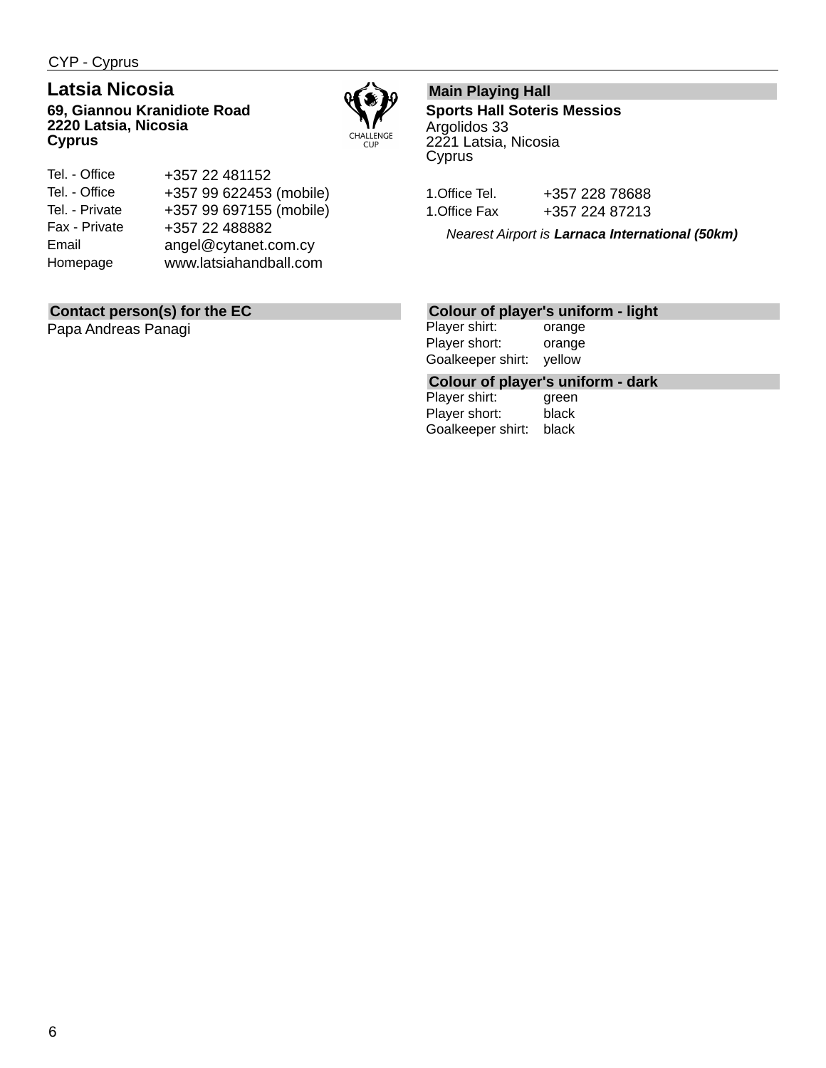CYP - Cyprus

## Latsia Nicosia

**69, Giannou Kranidiote Road**
**2220 Latsia, Nicosia**
**Cyprus**

| | |
|---|---|
| Tel. - Office | +357 22 481152 |
| Tel. - Office | +357 99 622453 (mobile) |
| Tel. - Private | +357 99 697155 (mobile) |
| Fax - Private | +357 22 488882 |
| Email | angel@cytanet.com.cy |
| Homepage | www.latsiahandball.com |

### Main Playing Hall

**Sports Hall Soteris Messios**
Argolidos 33
2221 Latsia, Nicosia
Cyprus

| | |
|---|---|
| 1.Office Tel. | +357 228 78688 |
| 1.Office Fax | +357 224 87213 |

*Nearest Airport is **Larnaca International (50km)***

### Contact person(s) for the EC

Papa Andreas Panagi

### Colour of player's uniform - light

| | |
|---|---|
| Player shirt: | orange |
| Player short: | orange |
| Goalkeeper shirt: | yellow |

### Colour of player's uniform - dark

| | |
|---|---|
| Player shirt: | green |
| Player short: | black |
| Goalkeeper shirt: | black |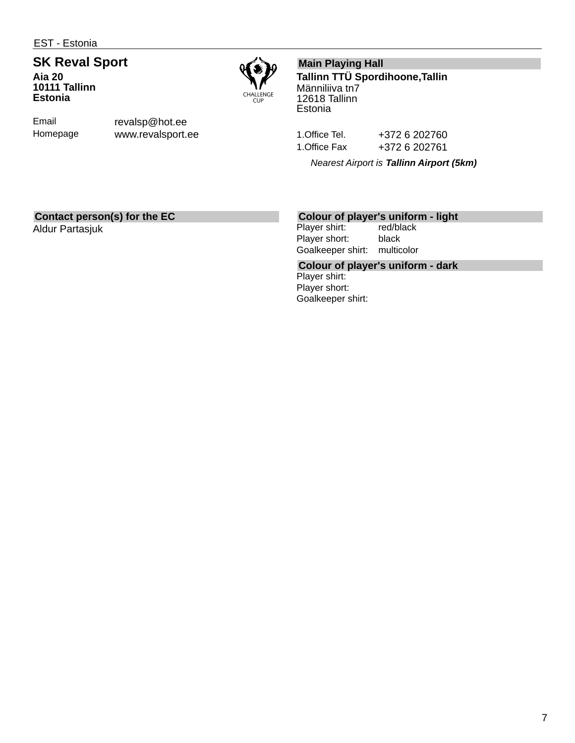EST - Estonia

## SK Reval Sport

**Aia 20**
**10111 Tallinn**
**Estonia**

| | |
|---|---|
| Email | revalsp@hot.ee |
| Homepage | www.revalsport.ee |

### Main Playing Hall

**Tallinn TTÜ Spordihoone,Tallin**
Männiliiva tn7
12618 Tallinn
Estonia

| | |
|---|---|
| 1.Office Tel. | +372 6 202760 |
| 1.Office Fax | +372 6 202761 |

*Nearest Airport is **Tallinn Airport (5km)***

### Contact person(s) for the EC

Aldur Partasjuk

### Colour of player's uniform - light

| | |
|---|---|
| Player shirt: | red/black |
| Player short: | black |
| Goalkeeper shirt: | multicolor |

### Colour of player's uniform - dark

| | |
|---|---|
| Player shirt: | |
| Player short: | |
| Goalkeeper shirt: | |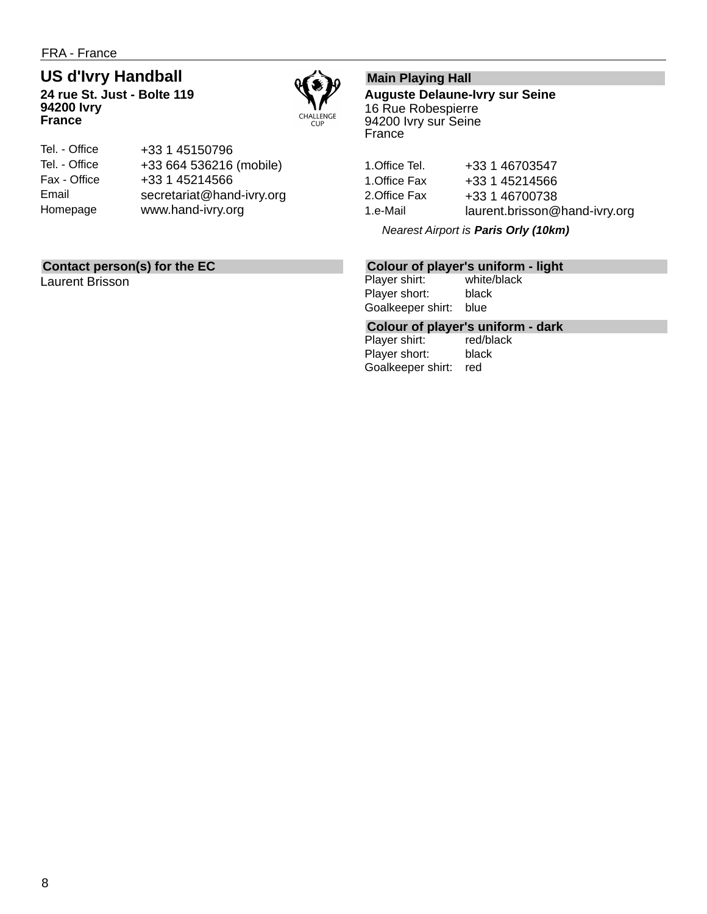FRA - France

## US d'Ivry Handball

**24 rue St. Just - Bolte 119**
**94200 Ivry**
**France**

| | |
|---|---|
| Tel. - Office | +33 1 45150796 |
| Tel. - Office | +33 664 536216 (mobile) |
| Fax - Office | +33 1 45214566 |
| Email | secretariat@hand-ivry.org |
| Homepage | www.hand-ivry.org |

### Main Playing Hall

**Auguste Delaune-Ivry sur Seine**
16 Rue Robespierre
94200 Ivry sur Seine
France

| | |
|---|---|
| 1.Office Tel. | +33 1 46703547 |
| 1.Office Fax | +33 1 45214566 |
| 2.Office Fax | +33 1 46700738 |
| 1.e-Mail | laurent.brisson@hand-ivry.org |

*Nearest Airport is **Paris Orly (10km)***

### Contact person(s) for the EC

Laurent Brisson

### Colour of player's uniform - light

| | |
|---|---|
| Player shirt: | white/black |
| Player short: | black |
| Goalkeeper shirt: | blue |

### Colour of player's uniform - dark

| | |
|---|---|
| Player shirt: | red/black |
| Player short: | black |
| Goalkeeper shirt: | red |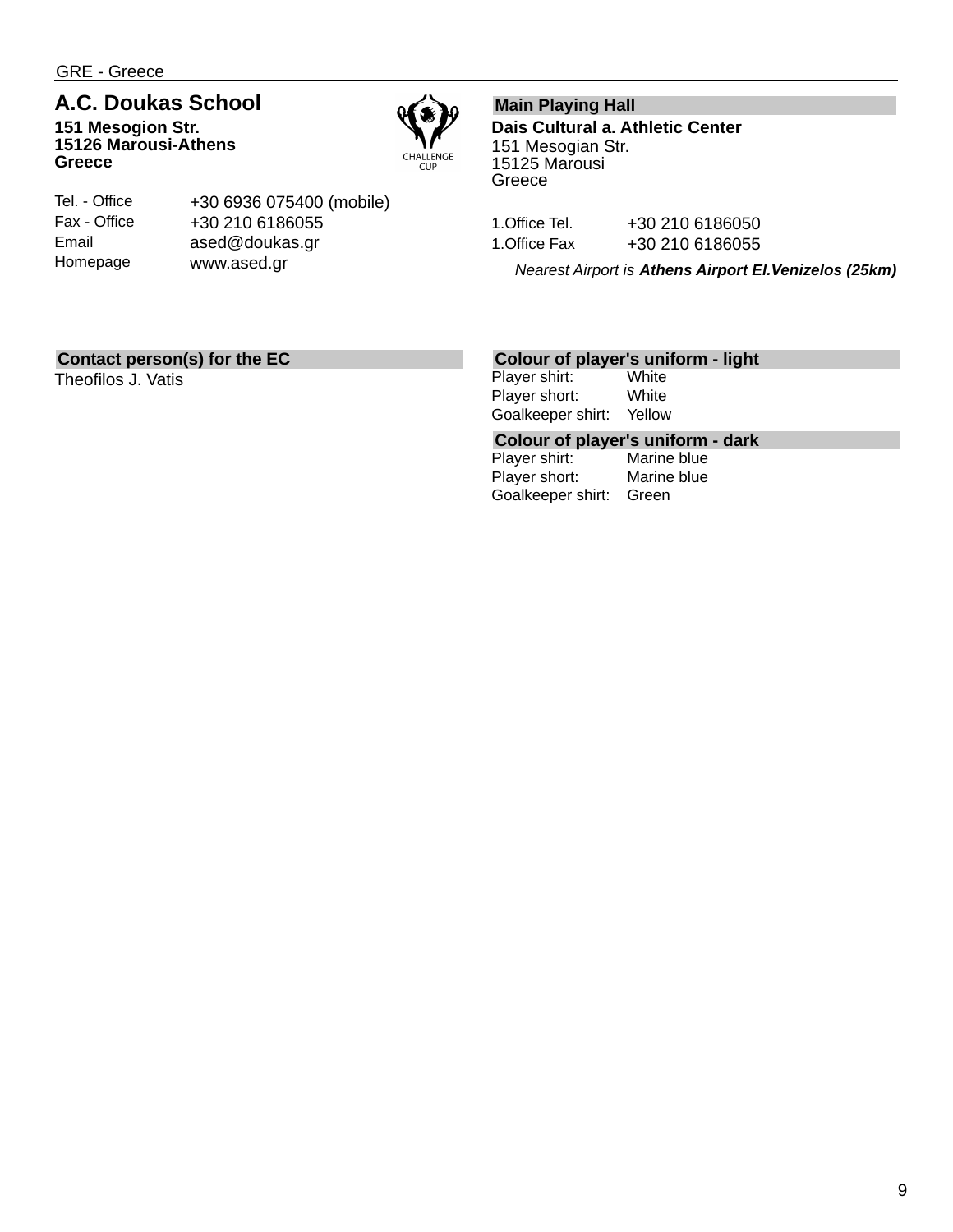GRE - Greece

## A.C. Doukas School

**151 Mesogion Str.**
**15126 Marousi-Athens**
**Greece**

| | |
|---|---|
| Tel. - Office | +30 6936 075400 (mobile) |
| Fax - Office | +30 210 6186055 |
| Email | ased@doukas.gr |
| Homepage | www.ased.gr |

### Main Playing Hall

**Dais Cultural a. Athletic Center**
151 Mesogian Str.
15125 Marousi
Greece

| | |
|---|---|
| 1.Office Tel. | +30 210 6186050 |
| 1.Office Fax | +30 210 6186055 |

*Nearest Airport is **Athens Airport El.Venizelos (25km)***

### Contact person(s) for the EC

Theofilos J. Vatis

### Colour of player's uniform - light

| | |
|---|---|
| Player shirt: | White |
| Player short: | White |
| Goalkeeper shirt: | Yellow |

### Colour of player's uniform - dark

| | |
|---|---|
| Player shirt: | Marine blue |
| Player short: | Marine blue |
| Goalkeeper shirt: | Green |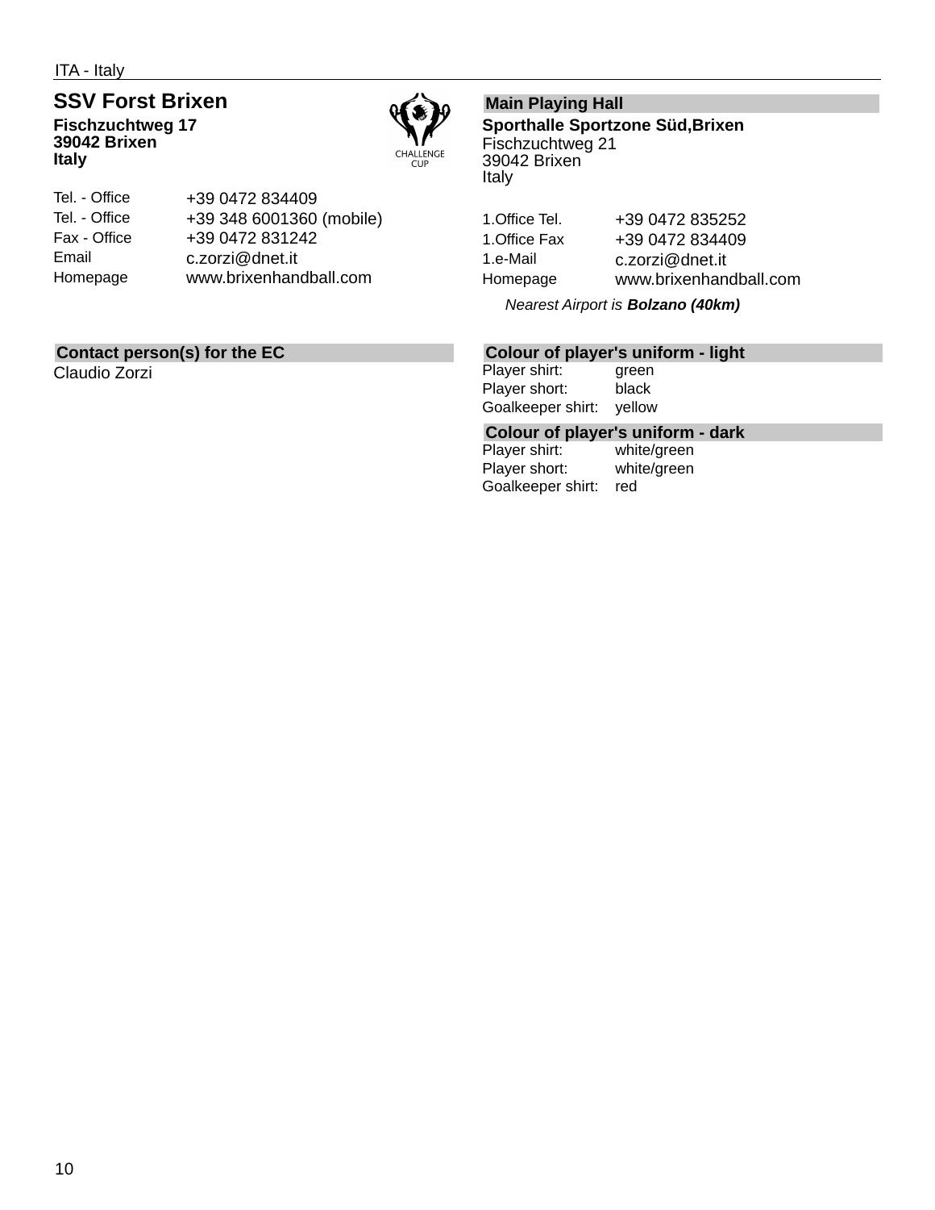ITA - Italy

## SSV Forst Brixen

**Fischzuchtweg 17**
**39042 Brixen**
**Italy**

| | |
|---|---|
| Tel. - Office | +39 0472 834409 |
| Tel. - Office | +39 348 6001360 (mobile) |
| Fax - Office | +39 0472 831242 |
| Email | c.zorzi@dnet.it |
| Homepage | www.brixenhandball.com |

### Contact person(s) for the EC

Claudio Zorzi

### Main Playing Hall

**Sporthalle Sportzone Süd,Brixen**
Fischzuchtweg 21
39042 Brixen
Italy

| | |
|---|---|
| 1.Office Tel. | +39 0472 835252 |
| 1.Office Fax | +39 0472 834409 |
| 1.e-Mail | c.zorzi@dnet.it |
| Homepage | www.brixenhandball.com |

*Nearest Airport is* ***Bolzano (40km)***

### Colour of player's uniform - light

| | |
|---|---|
| Player shirt: | green |
| Player short: | black |
| Goalkeeper shirt: | yellow |

### Colour of player's uniform - dark

| | |
|---|---|
| Player shirt: | white/green |
| Player short: | white/green |
| Goalkeeper shirt: | red |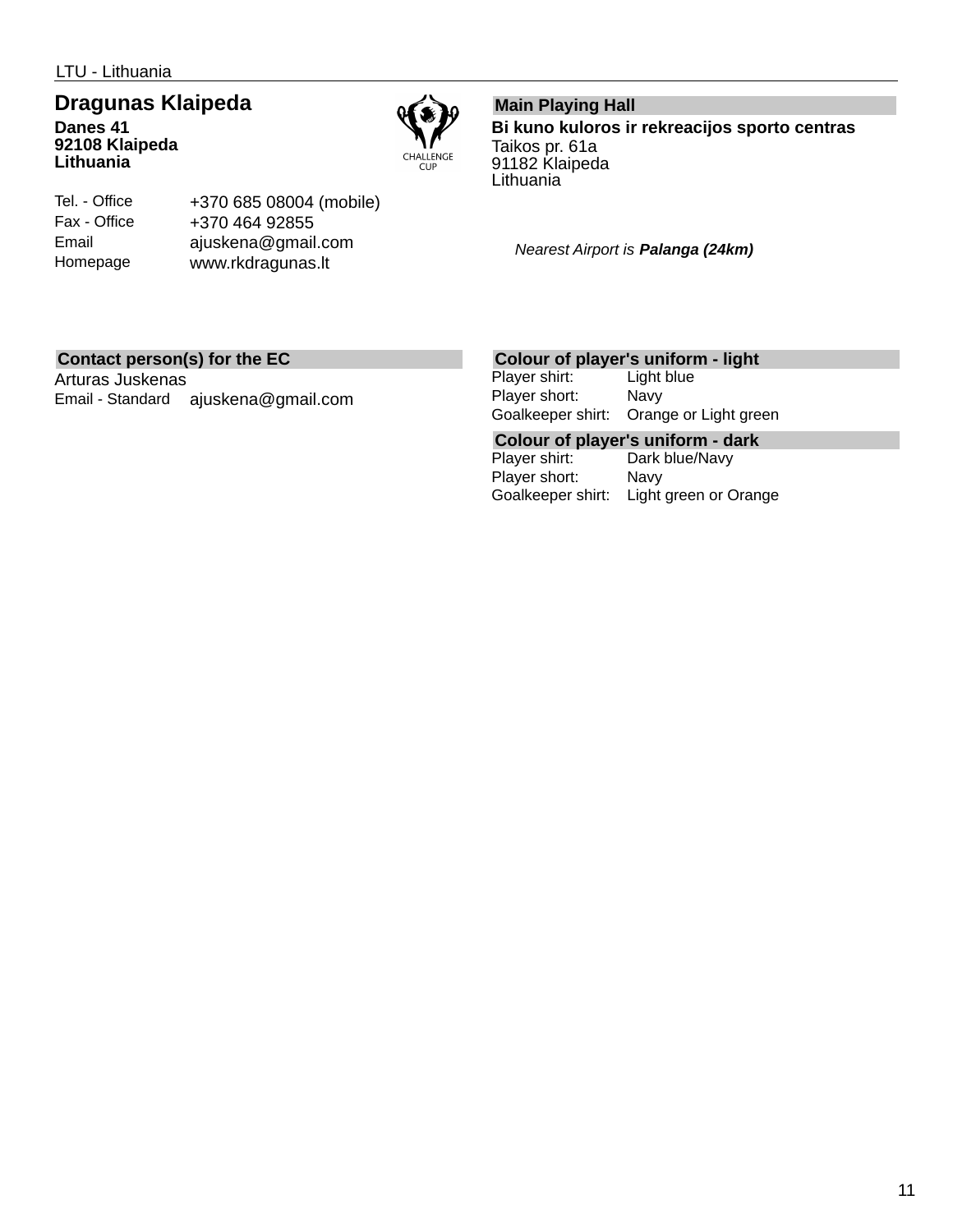LTU - Lithuania

## Dragunas Klaipeda

**Danes 41**
**92108 Klaipeda**
**Lithuania**

| | |
|---|---|
| Tel. - Office | +370 685 08004 (mobile) |
| Fax - Office | +370 464 92855 |
| Email | ajuskena@gmail.com |
| Homepage | www.rkdragunas.lt |

### Main Playing Hall

**Bi kuno kuloros ir rekreacijos sporto centras**
Taikos pr. 61a
91182 Klaipeda
Lithuania

*Nearest Airport is **Palanga (24km)***

### Contact person(s) for the EC

Arturas Juskenas

| | |
|---|---|
| Email - Standard | ajuskena@gmail.com |

### Colour of player's uniform - light

| | |
|---|---|
| Player shirt: | Light blue |
| Player short: | Navy |
| Goalkeeper shirt: | Orange or Light green |

### Colour of player's uniform - dark

| | |
|---|---|
| Player shirt: | Dark blue/Navy |
| Player short: | Navy |
| Goalkeeper shirt: | Light green or Orange |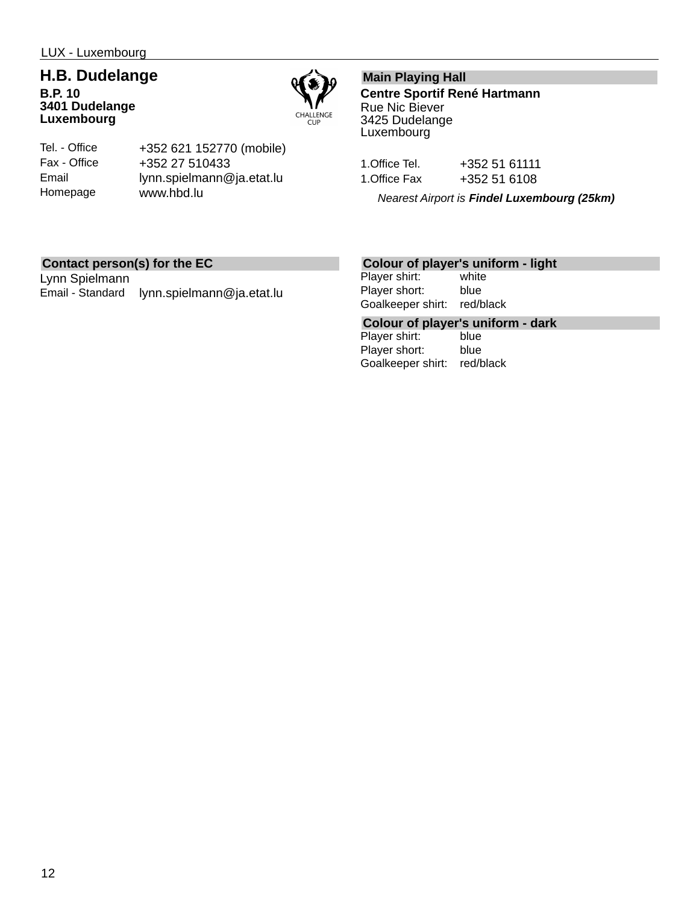LUX - Luxembourg

## H.B. Dudelange

**B.P. 10**
**3401 Dudelange**
**Luxembourg**

| | |
|---|---|
| Tel. - Office | +352 621 152770 (mobile) |
| Fax - Office | +352 27 510433 |
| Email | lynn.spielmann@ja.etat.lu |
| Homepage | www.hbd.lu |

### Main Playing Hall

**Centre Sportif René Hartmann**
Rue Nic Biever
3425 Dudelange
Luxembourg

| | |
|---|---|
| 1.Office Tel. | +352 51 61111 |
| 1.Office Fax | +352 51 6108 |

*Nearest Airport is **Findel Luxembourg (25km)***

### Contact person(s) for the EC

Lynn Spielmann

| | |
|---|---|
| Email - Standard | lynn.spielmann@ja.etat.lu |

### Colour of player's uniform - light

| | |
|---|---|
| Player shirt: | white |
| Player short: | blue |
| Goalkeeper shirt: | red/black |

### Colour of player's uniform - dark

| | |
|---|---|
| Player shirt: | blue |
| Player short: | blue |
| Goalkeeper shirt: | red/black |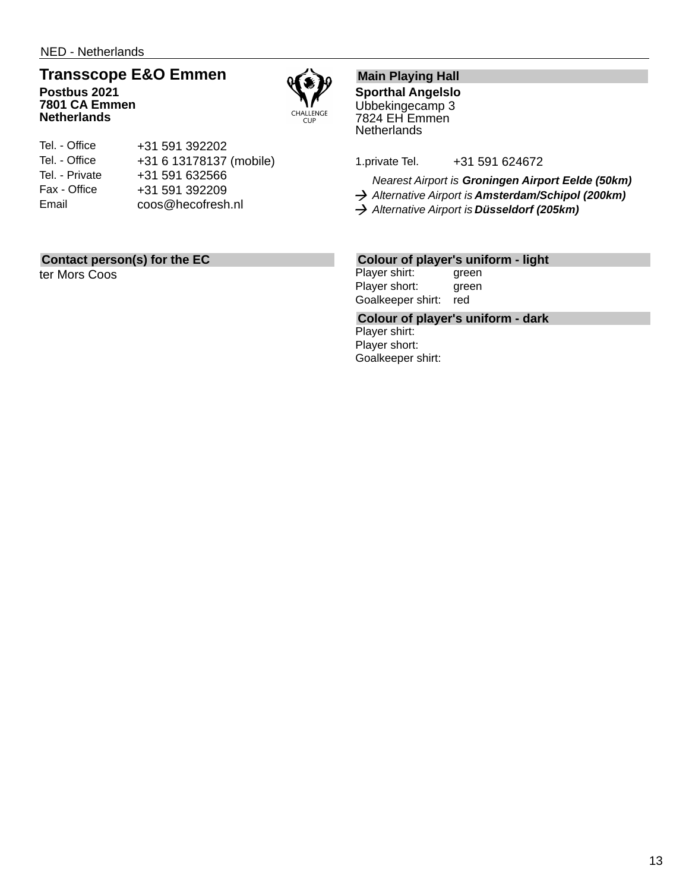NED - Netherlands

## Transsscope E&O Emmen

**Postbus 2021**
**7801 CA Emmen**
**Netherlands**

| | |
|---|---|
| Tel. - Office | +31 591 392202 |
| Tel. - Office | +31 6 13178137 (mobile) |
| Tel. - Private | +31 591 632566 |
| Fax - Office | +31 591 392209 |
| Email | coos@hecofresh.nl |

### Main Playing Hall

**Sporthal Angelslo**
Ubbekingecamp 3
7824 EH Emmen
Netherlands

1.private Tel. +31 591 624672

*Nearest Airport is **Groningen Airport Eelde (50km)***
→ *Alternative Airport is **Amsterdam/Schipol (200km)***
→ *Alternative Airport is **Düsseldorf (205km)***

### Contact person(s) for the EC

ter Mors Coos

### Colour of player's uniform - light

| | |
|---|---|
| Player shirt: | green |
| Player short: | green |
| Goalkeeper shirt: | red |

### Colour of player's uniform - dark

| | |
|---|---|
| Player shirt: | |
| Player short: | |
| Goalkeeper shirt: | |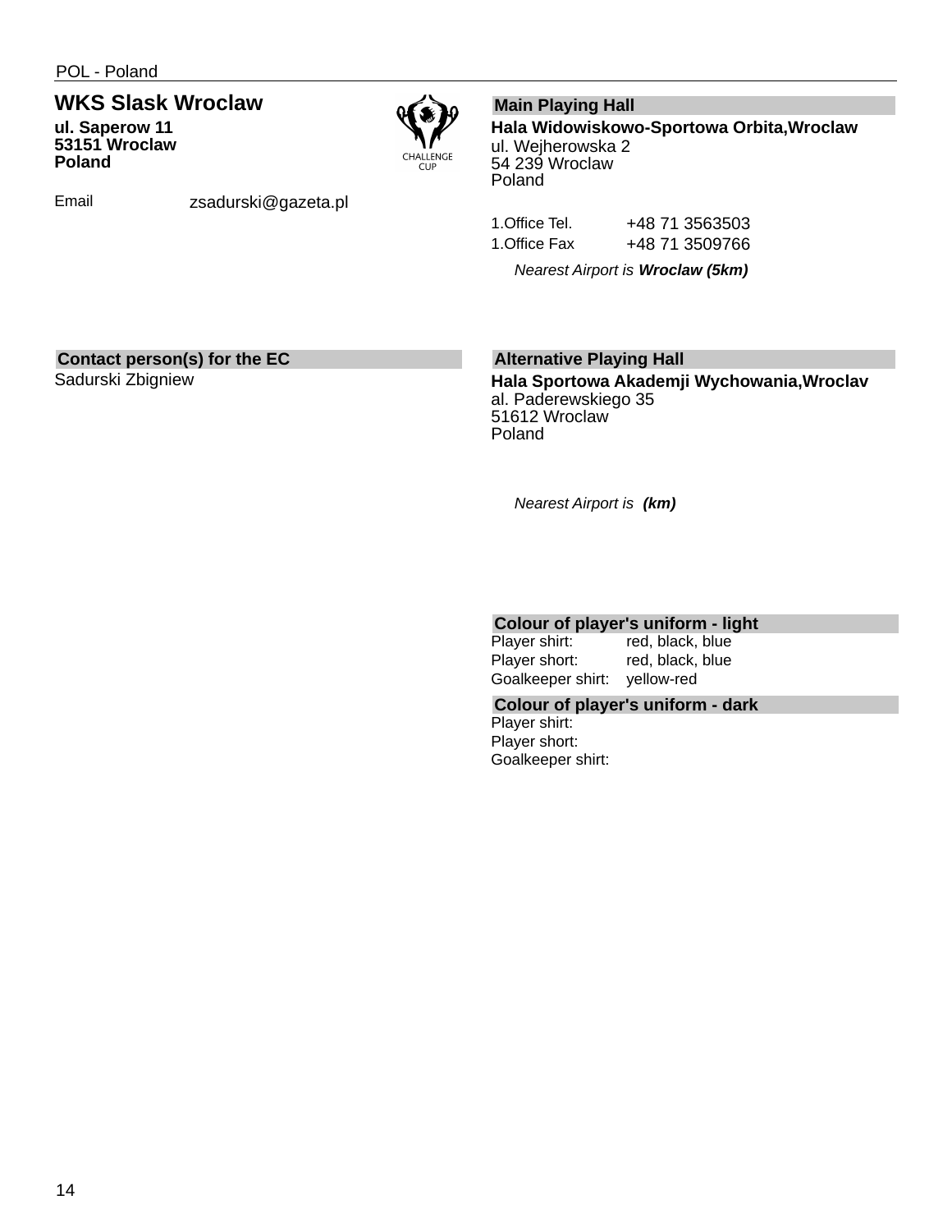POL - Poland

## WKS Slask Wroclaw

**ul. Saperow 11**
**53151 Wroclaw**
**Poland**

Email zsadurski@gazeta.pl

### Main Playing Hall

**Hala Widowiskowo-Sportowa Orbita,Wroclaw**
ul. Wejherowska 2
54 239 Wroclaw
Poland

| | |
|---|---|
| 1.Office Tel. | +48 71 3563503 |
| 1.Office Fax | +48 71 3509766 |

*Nearest Airport is **Wroclaw (5km)***

### Contact person(s) for the EC

Sadurski Zbigniew

### Alternative Playing Hall

**Hala Sportowa Akademji Wychowania,Wroclav**
al. Paderewskiego 35
51612 Wroclaw
Poland

*Nearest Airport is **(km)***

### Colour of player's uniform - light

| | |
|---|---|
| Player shirt: | red, black, blue |
| Player short: | red, black, blue |
| Goalkeeper shirt: | yellow-red |

### Colour of player's uniform - dark

| | |
|---|---|
| Player shirt: | |
| Player short: | |
| Goalkeeper shirt: | |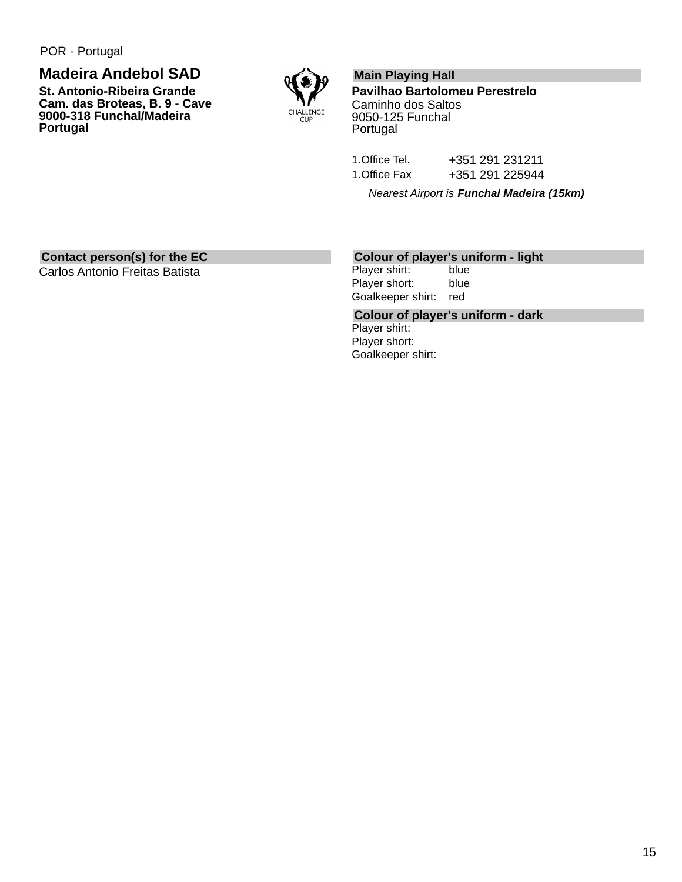POR - Portugal

## Madeira Andebol SAD

**St. Antonio-Ribeira Grande**
**Cam. das Broteas, B. 9 - Cave**
**9000-318 Funchal/Madeira**
**Portugal**

CHALLENGE CUP

### Main Playing Hall

**Pavilhao Bartolomeu Perestrelo**
Caminho dos Saltos
9050-125 Funchal
Portugal

| | |
|---|---|
| 1.Office Tel. | +351 291 231211 |
| 1.Office Fax | +351 291 225944 |

*Nearest Airport is **Funchal Madeira (15km)***

### Contact person(s) for the EC

Carlos Antonio Freitas Batista

### Colour of player's uniform - light

| | |
|---|---|
| Player shirt: | blue |
| Player short: | blue |
| Goalkeeper shirt: | red |

### Colour of player's uniform - dark

| | |
|---|---|
| Player shirt: | |
| Player short: | |
| Goalkeeper shirt: | |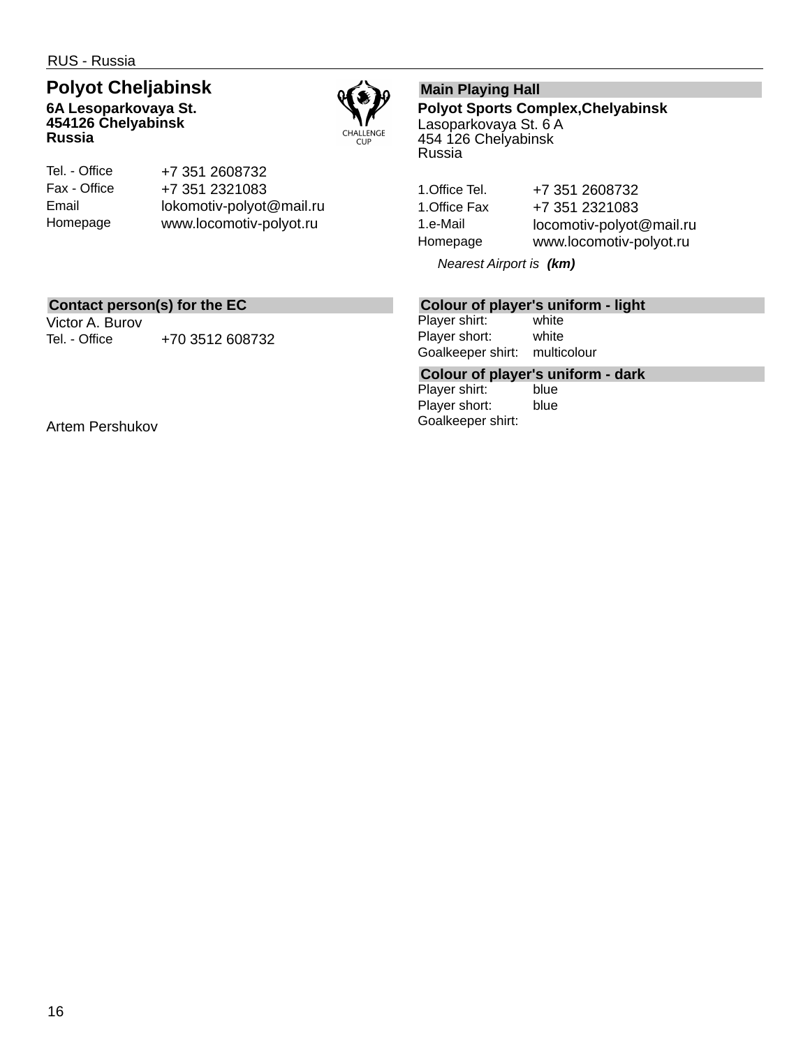RUS - Russia

## Polyot Cheljabinsk

**6A Lesoparkovaya St.**
**454126 Chelyabinsk**
**Russia**

| | |
|---|---|
| Tel. - Office | +7 351 2608732 |
| Fax - Office | +7 351 2321083 |
| Email | lokomotiv-polyot@mail.ru |
| Homepage | www.locomotiv-polyot.ru |

### Main Playing Hall

**Polyot Sports Complex,Chelyabinsk**
Lasoparkovaya St. 6 A
454 126 Chelyabinsk
Russia

| | |
|---|---|
| 1.Office Tel. | +7 351 2608732 |
| 1.Office Fax | +7 351 2321083 |
| 1.e-Mail | locomotiv-polyot@mail.ru |
| Homepage | www.locomotiv-polyot.ru |

*Nearest Airport is* ***(km)***

### Contact person(s) for the EC

Victor A. Burov

| | |
|---|---|
| Tel. - Office | +70 3512 608732 |

Artem Pershukov

### Colour of player's uniform - light

| | |
|---|---|
| Player shirt: | white |
| Player short: | white |
| Goalkeeper shirt: | multicolour |

### Colour of player's uniform - dark

| | |
|---|---|
| Player shirt: | blue |
| Player short: | blue |
| Goalkeeper shirt: | |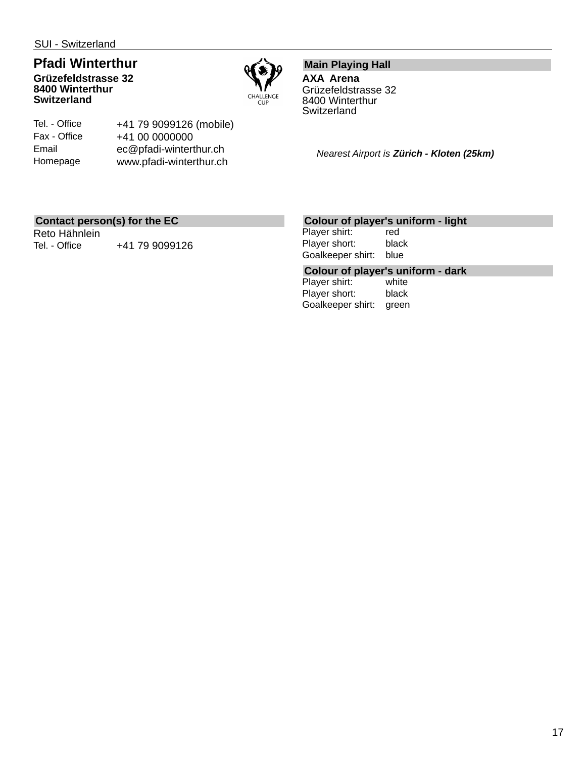SUI - Switzerland

## Pfadi Winterthur

**Grüzefeldstrasse 32**
**8400 Winterthur**
**Switzerland**

| | |
|---|---|
| Tel. - Office | +41 79 9099126 (mobile) |
| Fax - Office | +41 00 0000000 |
| Email | ec@pfadi-winterthur.ch |
| Homepage | www.pfadi-winterthur.ch |

### Main Playing Hall

**AXA Arena**
Grüzefeldstrasse 32
8400 Winterthur
Switzerland

*Nearest Airport is* ***Zürich - Kloten (25km)***

### Contact person(s) for the EC

Reto Hähnlein

| | |
|---|---|
| Tel. - Office | +41 79 9099126 |

### Colour of player's uniform - light

| | |
|---|---|
| Player shirt: | red |
| Player short: | black |
| Goalkeeper shirt: | blue |

### Colour of player's uniform - dark

| | |
|---|---|
| Player shirt: | white |
| Player short: | black |
| Goalkeeper shirt: | green |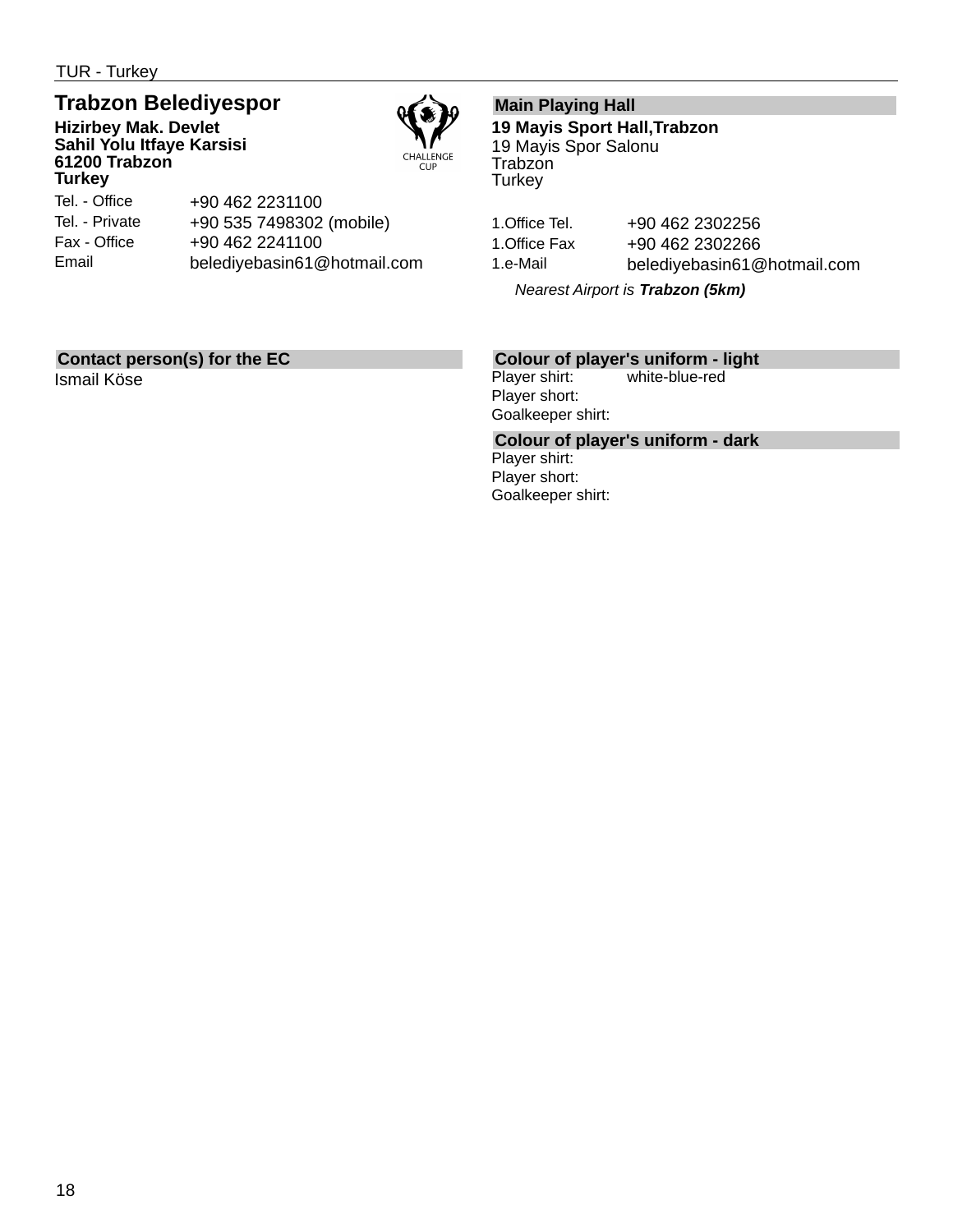TUR - Turkey

## Trabzon Belediyespor

**Hizirbey Mak. Devlet**
**Sahil Yolu Itfaye Karsisi**
**61200 Trabzon**
**Turkey**

| | |
|---|---|
| Tel. - Office | +90 462 2231100 |
| Tel. - Private | +90 535 7498302 (mobile) |
| Fax - Office | +90 462 2241100 |
| Email | belediyebasin61@hotmail.com |

### Main Playing Hall

**19 Mayis Sport Hall,Trabzon**
19 Mayis Spor Salonu
Trabzon
Turkey

| | |
|---|---|
| 1.Office Tel. | +90 462 2302256 |
| 1.Office Fax | +90 462 2302266 |
| 1.e-Mail | belediyebasin61@hotmail.com |

*Nearest Airport is **Trabzon (5km)***

### Contact person(s) for the EC

Ismail Köse

### Colour of player's uniform - light

| | |
|---|---|
| Player shirt: | white-blue-red |
| Player short: | |
| Goalkeeper shirt: | |

### Colour of player's uniform - dark

| | |
|---|---|
| Player shirt: | |
| Player short: | |
| Goalkeeper shirt: | |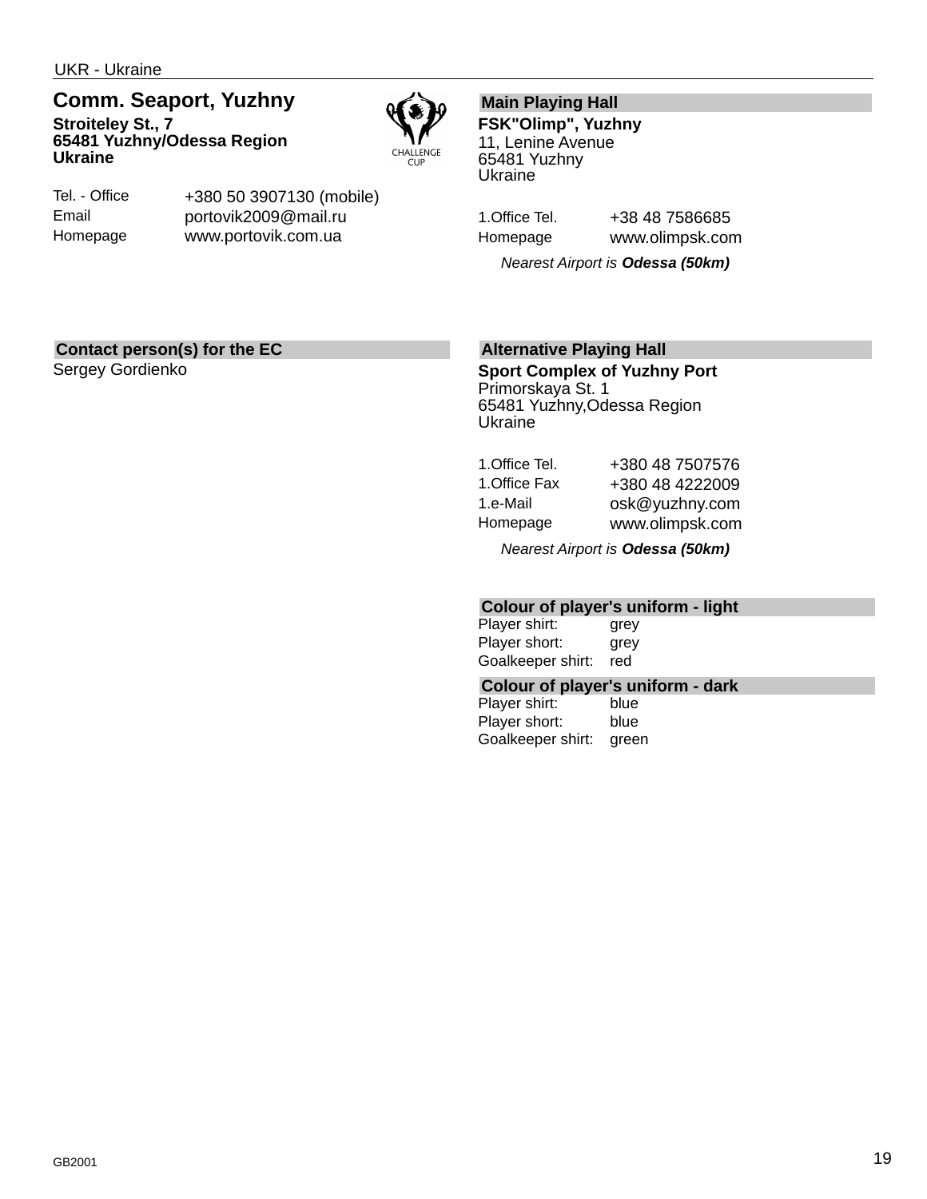UKR - Ukraine

## Comm. Seaport, Yuzhny

**Stroiteley St., 7**
**65481 Yuzhny/Odessa Region**
**Ukraine**

CHALLENGE CUP

| | |
|---|---|
| Tel. - Office | +380 50 3907130 (mobile) |
| Email | portovik2009@mail.ru |
| Homepage | www.portovik.com.ua |

### Contact person(s) for the EC

Sergey Gordienko

### Main Playing Hall

**FSK"Olimp", Yuzhny**
11, Lenine Avenue
65481 Yuzhny
Ukraine

| | |
|---|---|
| 1.Office Tel. | +38 48 7586685 |
| Homepage | www.olimpsk.com |

*Nearest Airport is **Odessa (50km)***

### Alternative Playing Hall

**Sport Complex of Yuzhny Port**
Primorskaya St. 1
65481 Yuzhny,Odessa Region
Ukraine

| | |
|---|---|
| 1.Office Tel. | +380 48 7507576 |
| 1.Office Fax | +380 48 4222009 |
| 1.e-Mail | osk@yuzhny.com |
| Homepage | www.olimpsk.com |

*Nearest Airport is **Odessa (50km)***

### Colour of player's uniform - light

| | |
|---|---|
| Player shirt: | grey |
| Player short: | grey |
| Goalkeeper shirt: | red |

### Colour of player's uniform - dark

| | |
|---|---|
| Player shirt: | blue |
| Player short: | blue |
| Goalkeeper shirt: | green |

GB2001